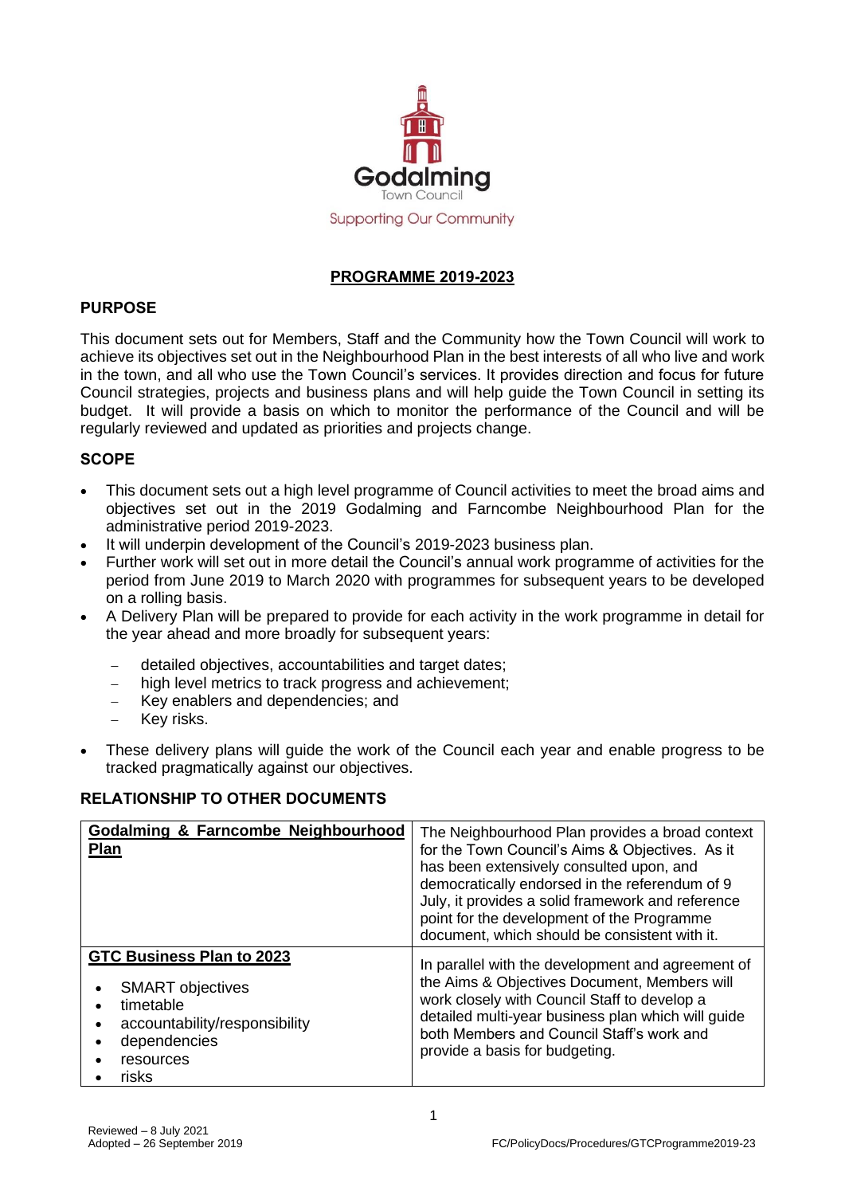Godalming
Town Council
Supporting Our Community

# PROGRAMME 2019-2023

## PURPOSE

This document sets out for Members, Staff and the Community how the Town Council will work to achieve its objectives set out in the Neighbourhood Plan in the best interests of all who live and work in the town, and all who use the Town Council's services. It provides direction and focus for future Council strategies, projects and business plans and will help guide the Town Council in setting its budget. It will provide a basis on which to monitor the performance of the Council and will be regularly reviewed and updated as priorities and projects change.

## SCOPE

- This document sets out a high level programme of Council activities to meet the broad aims and objectives set out in the 2019 Godalming and Farncombe Neighbourhood Plan for the administrative period 2019-2023.
- It will underpin development of the Council's 2019-2023 business plan.
- Further work will set out in more detail the Council's annual work programme of activities for the period from June 2019 to March 2020 with programmes for subsequent years to be developed on a rolling basis.
- A Delivery Plan will be prepared to provide for each activity in the work programme in detail for the year ahead and more broadly for subsequent years:
  - detailed objectives, accountabilities and target dates;
  - high level metrics to track progress and achievement;
  - Key enablers and dependencies; and
  - Key risks.
- These delivery plans will guide the work of the Council each year and enable progress to be tracked pragmatically against our objectives.

## RELATIONSHIP TO OTHER DOCUMENTS

| Document | Relationship |
|---|---|
| **Godalming & Farncombe Neighbourhood Plan** | The Neighbourhood Plan provides a broad context for the Town Council's Aims & Objectives. As it has been extensively consulted upon, and democratically endorsed in the referendum of 9 July, it provides a solid framework and reference point for the development of the Programme document, which should be consistent with it. |
| **GTC Business Plan to 2023**<br>• SMART objectives<br>• timetable<br>• accountability/responsibility<br>• dependencies<br>• resources<br>• risks | In parallel with the development and agreement of the Aims & Objectives Document, Members will work closely with Council Staff to develop a detailed multi-year business plan which will guide both Members and Council Staff's work and provide a basis for budgeting. |

Reviewed – 8 July 2021
Adopted – 26 September 2019

FC/PolicyDocs/Procedures/GTCProgramme2019-23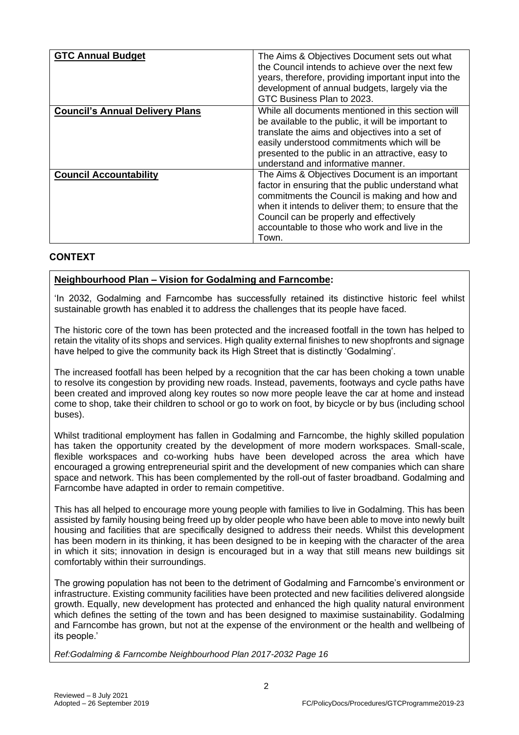| | |
|---|---|
| **GTC Annual Budget** | The Aims & Objectives Document sets out what the Council intends to achieve over the next few years, therefore, providing important input into the development of annual budgets, largely via the GTC Business Plan to 2023. |
| **Council's Annual Delivery Plans** | While all documents mentioned in this section will be available to the public, it will be important to translate the aims and objectives into a set of easily understood commitments which will be presented to the public in an attractive, easy to understand and informative manner. |
| **Council Accountability** | The Aims & Objectives Document is an important factor in ensuring that the public understand what commitments the Council is making and how and when it intends to deliver them; to ensure that the Council can be properly and effectively accountable to those who work and live in the Town. |

## CONTEXT

**Neighbourhood Plan – Vision for Godalming and Farncombe:**

'In 2032, Godalming and Farncombe has successfully retained its distinctive historic feel whilst sustainable growth has enabled it to address the challenges that its people have faced.

The historic core of the town has been protected and the increased footfall in the town has helped to retain the vitality of its shops and services. High quality external finishes to new shopfronts and signage have helped to give the community back its High Street that is distinctly 'Godalming'.

The increased footfall has been helped by a recognition that the car has been choking a town unable to resolve its congestion by providing new roads. Instead, pavements, footways and cycle paths have been created and improved along key routes so now more people leave the car at home and instead come to shop, take their children to school or go to work on foot, by bicycle or by bus (including school buses).

Whilst traditional employment has fallen in Godalming and Farncombe, the highly skilled population has taken the opportunity created by the development of more modern workspaces. Small-scale, flexible workspaces and co-working hubs have been developed across the area which have encouraged a growing entrepreneurial spirit and the development of new companies which can share space and network. This has been complemented by the roll-out of faster broadband. Godalming and Farncombe have adapted in order to remain competitive.

This has all helped to encourage more young people with families to live in Godalming. This has been assisted by family housing being freed up by older people who have been able to move into newly built housing and facilities that are specifically designed to address their needs. Whilst this development has been modern in its thinking, it has been designed to be in keeping with the character of the area in which it sits; innovation in design is encouraged but in a way that still means new buildings sit comfortably within their surroundings.

The growing population has not been to the detriment of Godalming and Farncombe's environment or infrastructure. Existing community facilities have been protected and new facilities delivered alongside growth. Equally, new development has protected and enhanced the high quality natural environment which defines the setting of the town and has been designed to maximise sustainability. Godalming and Farncombe has grown, but not at the expense of the environment or the health and wellbeing of its people.'

*Ref:Godalming & Farncombe Neighbourhood Plan 2017-2032 Page 16*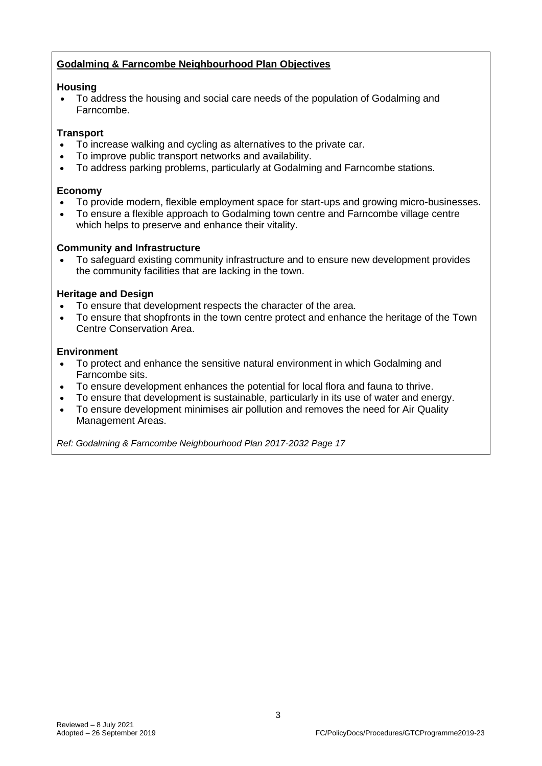**Godalming & Farncombe Neighbourhood Plan Objectives**

**Housing**

- To address the housing and social care needs of the population of Godalming and Farncombe.

**Transport**

- To increase walking and cycling as alternatives to the private car.
- To improve public transport networks and availability.
- To address parking problems, particularly at Godalming and Farncombe stations.

**Economy**

- To provide modern, flexible employment space for start-ups and growing micro-businesses.
- To ensure a flexible approach to Godalming town centre and Farncombe village centre which helps to preserve and enhance their vitality.

**Community and Infrastructure**

- To safeguard existing community infrastructure and to ensure new development provides the community facilities that are lacking in the town.

**Heritage and Design**

- To ensure that development respects the character of the area.
- To ensure that shopfronts in the town centre protect and enhance the heritage of the Town Centre Conservation Area.

**Environment**

- To protect and enhance the sensitive natural environment in which Godalming and Farncombe sits.
- To ensure development enhances the potential for local flora and fauna to thrive.
- To ensure that development is sustainable, particularly in its use of water and energy.
- To ensure development minimises air pollution and removes the need for Air Quality Management Areas.

*Ref: Godalming & Farncombe Neighbourhood Plan 2017-2032 Page 17*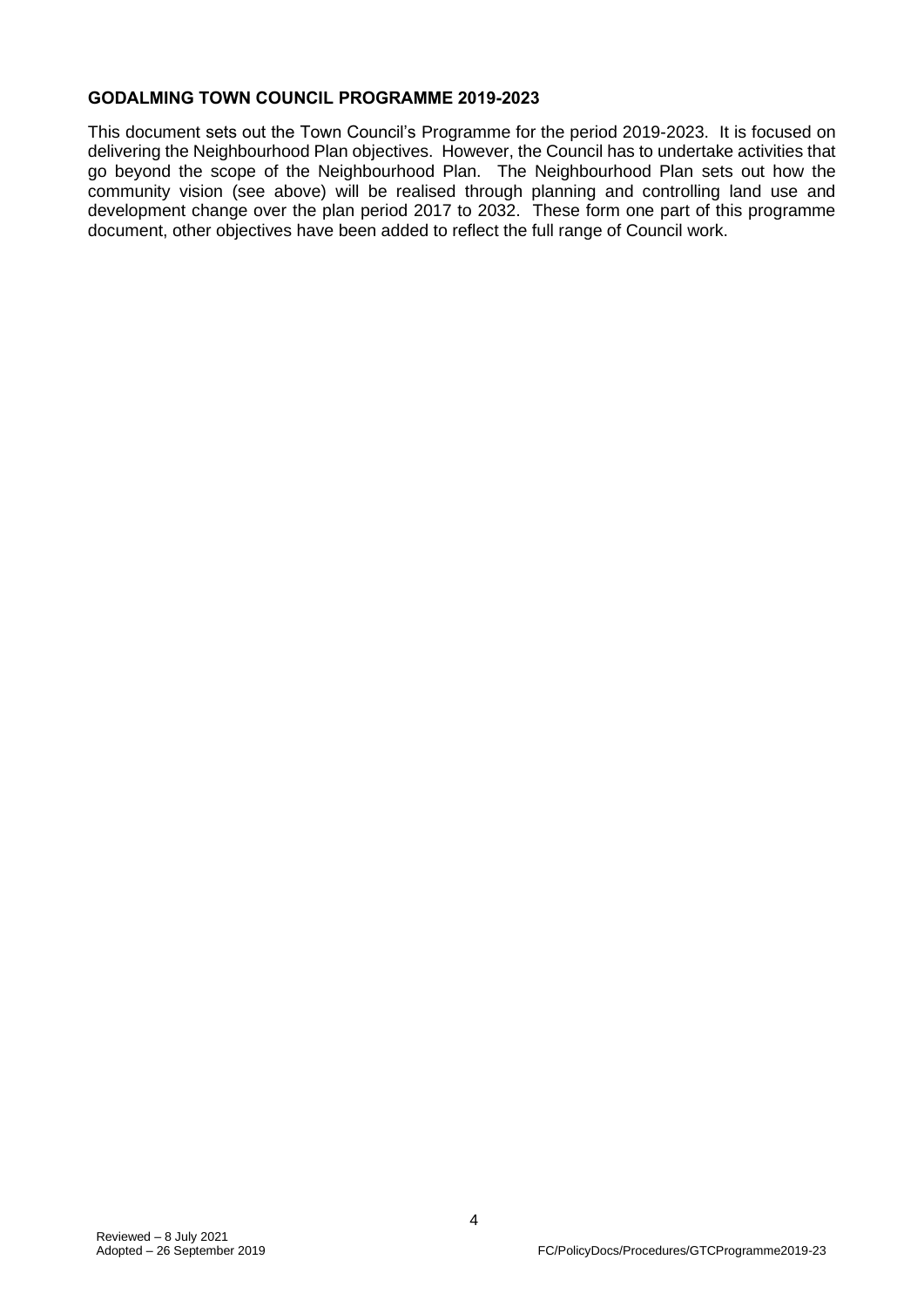## GODALMING TOWN COUNCIL PROGRAMME 2019-2023

This document sets out the Town Council's Programme for the period 2019-2023. It is focused on delivering the Neighbourhood Plan objectives. However, the Council has to undertake activities that go beyond the scope of the Neighbourhood Plan. The Neighbourhood Plan sets out how the community vision (see above) will be realised through planning and controlling land use and development change over the plan period 2017 to 2032. These form one part of this programme document, other objectives have been added to reflect the full range of Council work.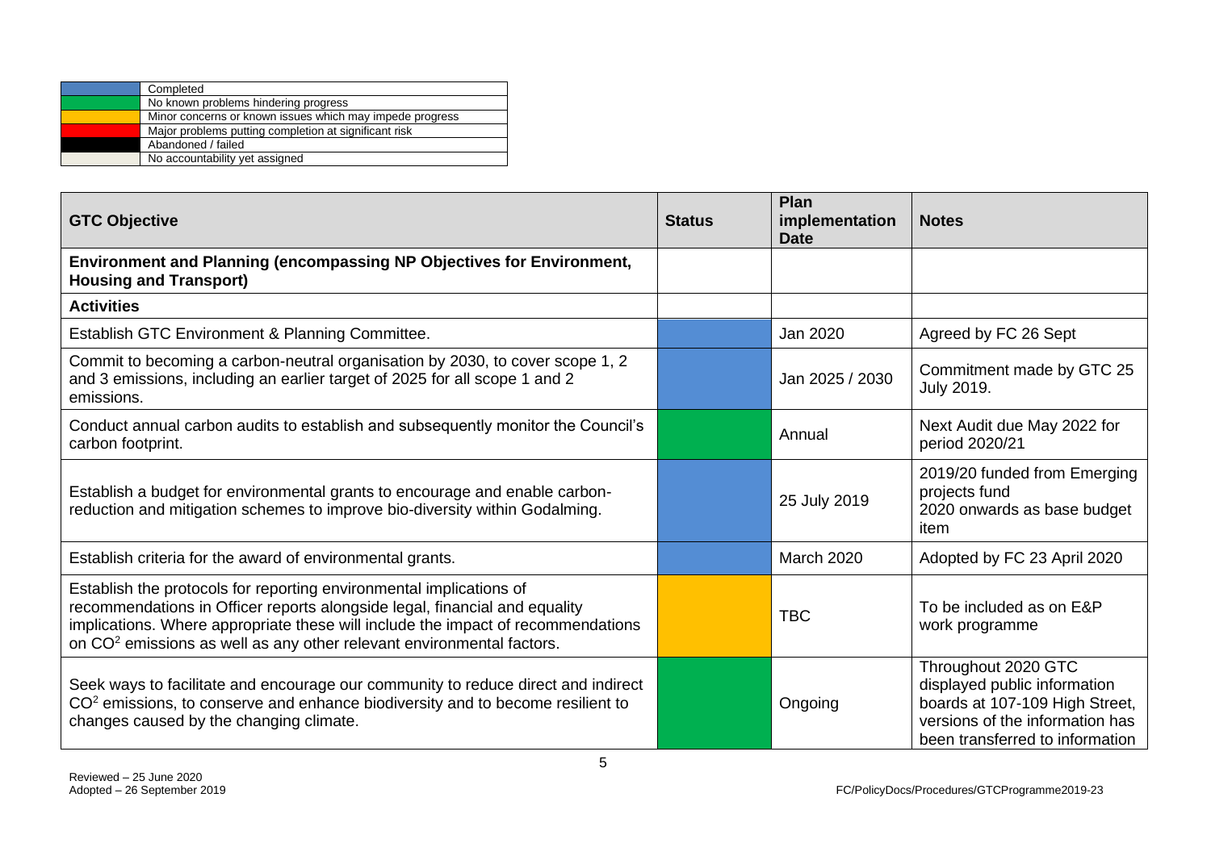| | |
|---|---|
| (Blue) | Completed |
| (Green) | No known problems hindering progress |
| (Amber) | Minor concerns or known issues which may impede progress |
| (Red) | Major problems putting completion at significant risk |
| (Black) | Abandoned / failed |
| (Cream) | No accountability yet assigned |

| GTC Objective | Status | Plan implementation Date | Notes |
|---|---|---|---|
| **Environment and Planning (encompassing NP Objectives for Environment, Housing and Transport)** | | | |
| **Activities** | | | |
| Establish GTC Environment & Planning Committee. | (Blue) | Jan 2020 | Agreed by FC 26 Sept |
| Commit to becoming a carbon-neutral organisation by 2030, to cover scope 1, 2 and 3 emissions, including an earlier target of 2025 for all scope 1 and 2 emissions. | (Blue) | Jan 2025 / 2030 | Commitment made by GTC 25 July 2019. |
| Conduct annual carbon audits to establish and subsequently monitor the Council's carbon footprint. | (Green) | Annual | Next Audit due May 2022 for period 2020/21 |
| Establish a budget for environmental grants to encourage and enable carbon-reduction and mitigation schemes to improve bio-diversity within Godalming. | (Blue) | 25 July 2019 | 2019/20 funded from Emerging projects fund 2020 onwards as base budget item |
| Establish criteria for the award of environmental grants. | (Blue) | March 2020 | Adopted by FC 23 April 2020 |
| Establish the protocols for reporting environmental implications of recommendations in Officer reports alongside legal, financial and equality implications. Where appropriate these will include the impact of recommendations on $CO^2$ emissions as well as any other relevant environmental factors. | (Amber) | TBC | To be included as on E&P work programme |
| Seek ways to facilitate and encourage our community to reduce direct and indirect $CO^2$ emissions, to conserve and enhance biodiversity and to become resilient to changes caused by the changing climate. | (Green) | Ongoing | Throughout 2020 GTC displayed public information boards at 107-109 High Street, versions of the information has been transferred to information |

Reviewed – 25 June 2020
Adopted – 26 September 2019
FC/PolicyDocs/Procedures/GTCProgramme2019-23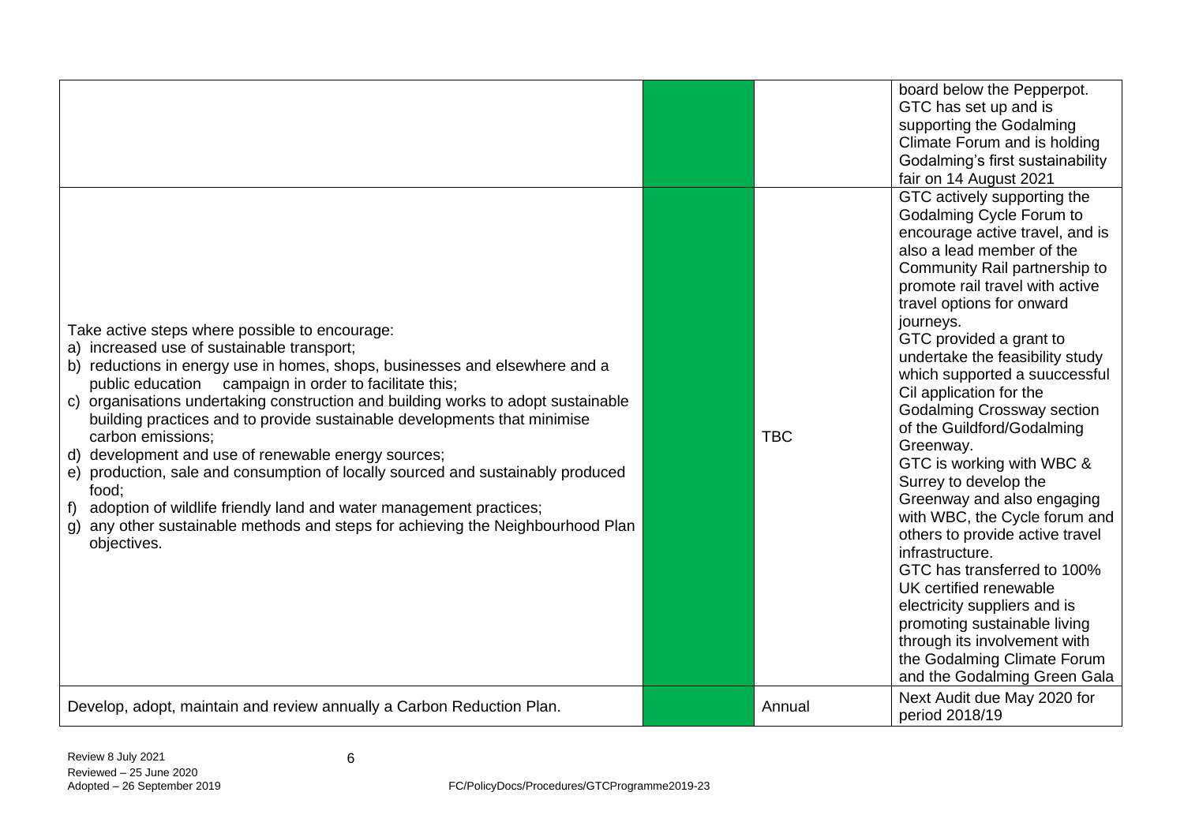| | | | |
|---|---|---|---|
| | | | board below the Pepperpot. GTC has set up and is supporting the Godalming Climate Forum and is holding Godalming's first sustainability fair on 14 August 2021 |
| Take active steps where possible to encourage:<br>a) increased use of sustainable transport;<br>b) reductions in energy use in homes, shops, businesses and elsewhere and a public education campaign in order to facilitate this;<br>c) organisations undertaking construction and building works to adopt sustainable building practices and to provide sustainable developments that minimise carbon emissions;<br>d) development and use of renewable energy sources;<br>e) production, sale and consumption of locally sourced and sustainably produced food;<br>f) adoption of wildlife friendly land and water management practices;<br>g) any other sustainable methods and steps for achieving the Neighbourhood Plan objectives. | | TBC | GTC actively supporting the Godalming Cycle Forum to encourage active travel, and is also a lead member of the Community Rail partnership to promote rail travel with active travel options for onward journeys.<br>GTC provided a grant to undertake the feasibility study which supported a suuccessful Cil application for the Godalming Crossway section of the Guildford/Godalming Greenway.<br>GTC is working with WBC & Surrey to develop the Greenway and also engaging with WBC, the Cycle forum and others to provide active travel infrastructure.<br>GTC has transferred to 100% UK certified renewable electricity suppliers and is promoting sustainable living through its involvement with the Godalming Climate Forum and the Godalming Green Gala |
| Develop, adopt, maintain and review annually a Carbon Reduction Plan. | | Annual | Next Audit due May 2020 for period 2018/19 |

Review 8 July 2021
Reviewed – 25 June 2020
Adopted – 26 September 2019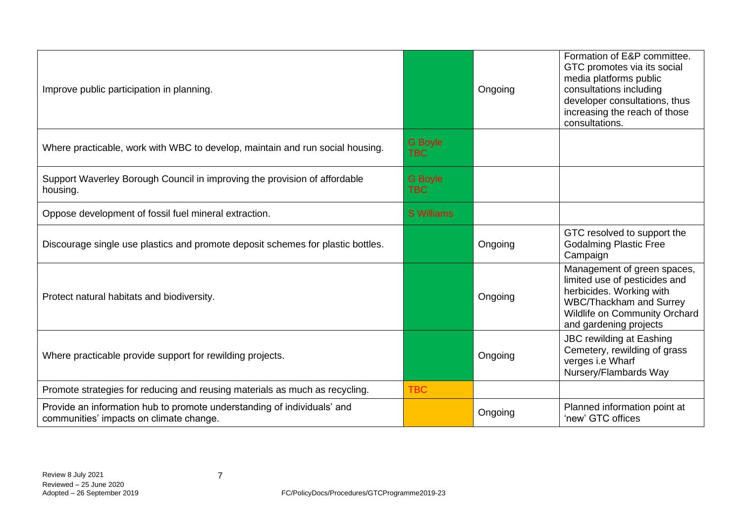| | | | |
|---|---|---|---|
| Improve public participation in planning. | | Ongoing | Formation of E&P committee. GTC promotes via its social media platforms public consultations including developer consultations, thus increasing the reach of those consultations. |
| Where practicable, work with WBC to develop, maintain and run social housing. | G Boyle TBC | | |
| Support Waverley Borough Council in improving the provision of affordable housing. | G Boyle TBC | | |
| Oppose development of fossil fuel mineral extraction. | S Williams | | |
| Discourage single use plastics and promote deposit schemes for plastic bottles. | | Ongoing | GTC resolved to support the Godalming Plastic Free Campaign |
| Protect natural habitats and biodiversity. | | Ongoing | Management of green spaces, limited use of pesticides and herbicides. Working with WBC/Thackham and Surrey Wildlife on Community Orchard and gardening projects |
| Where practicable provide support for rewilding projects. | | Ongoing | JBC rewilding at Eashing Cemetery, rewilding of grass verges i.e Wharf Nursery/Flambards Way |
| Promote strategies for reducing and reusing materials as much as recycling. | TBC | | |
| Provide an information hub to promote understanding of individuals' and communities' impacts on climate change. | | Ongoing | Planned information point at 'new' GTC offices |

Review 8 July 2021
Reviewed – 25 June 2020
Adopted – 26 September 2019

FC/PolicyDocs/Procedures/GTCProgramme2019-23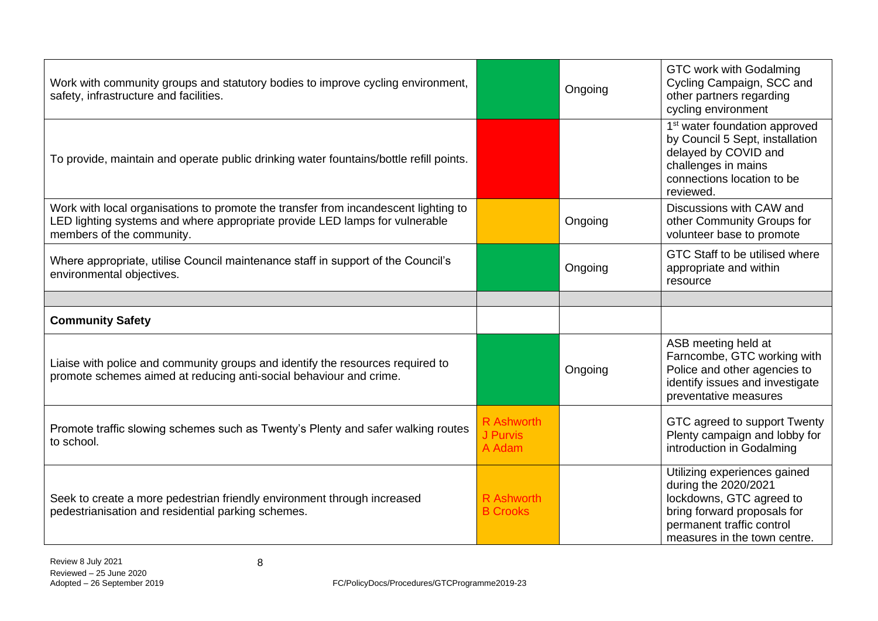| | | | |
|---|---|---|---|
| Work with community groups and statutory bodies to improve cycling environment, safety, infrastructure and facilities. | | Ongoing | GTC work with Godalming Cycling Campaign, SCC and other partners regarding cycling environment |
| To provide, maintain and operate public drinking water fountains/bottle refill points. | | | 1st water foundation approved by Council 5 Sept, installation delayed by COVID and challenges in mains connections location to be reviewed. |
| Work with local organisations to promote the transfer from incandescent lighting to LED lighting systems and where appropriate provide LED lamps for vulnerable members of the community. | | Ongoing | Discussions with CAW and other Community Groups for volunteer base to promote |
| Where appropriate, utilise Council maintenance staff in support of the Council's environmental objectives. | | Ongoing | GTC Staff to be utilised where appropriate and within resource |
| | | | |
| **Community Safety** | | | |
| Liaise with police and community groups and identify the resources required to promote schemes aimed at reducing anti-social behaviour and crime. | | Ongoing | ASB meeting held at Farncombe, GTC working with Police and other agencies to identify issues and investigate preventative measures |
| Promote traffic slowing schemes such as Twenty's Plenty and safer walking routes to school. | R Ashworth<br>J Purvis<br>A Adam | | GTC agreed to support Twenty Plenty campaign and lobby for introduction in Godalming |
| Seek to create a more pedestrian friendly environment through increased pedestrianisation and residential parking schemes. | R Ashworth<br>B Crooks | | Utilizing experiences gained during the 2020/2021 lockdowns, GTC agreed to bring forward proposals for permanent traffic control measures in the town centre. |

Review 8 July 2021
Reviewed – 25 June 2020
Adopted – 26 September 2019

FC/PolicyDocs/Procedures/GTCProgramme2019-23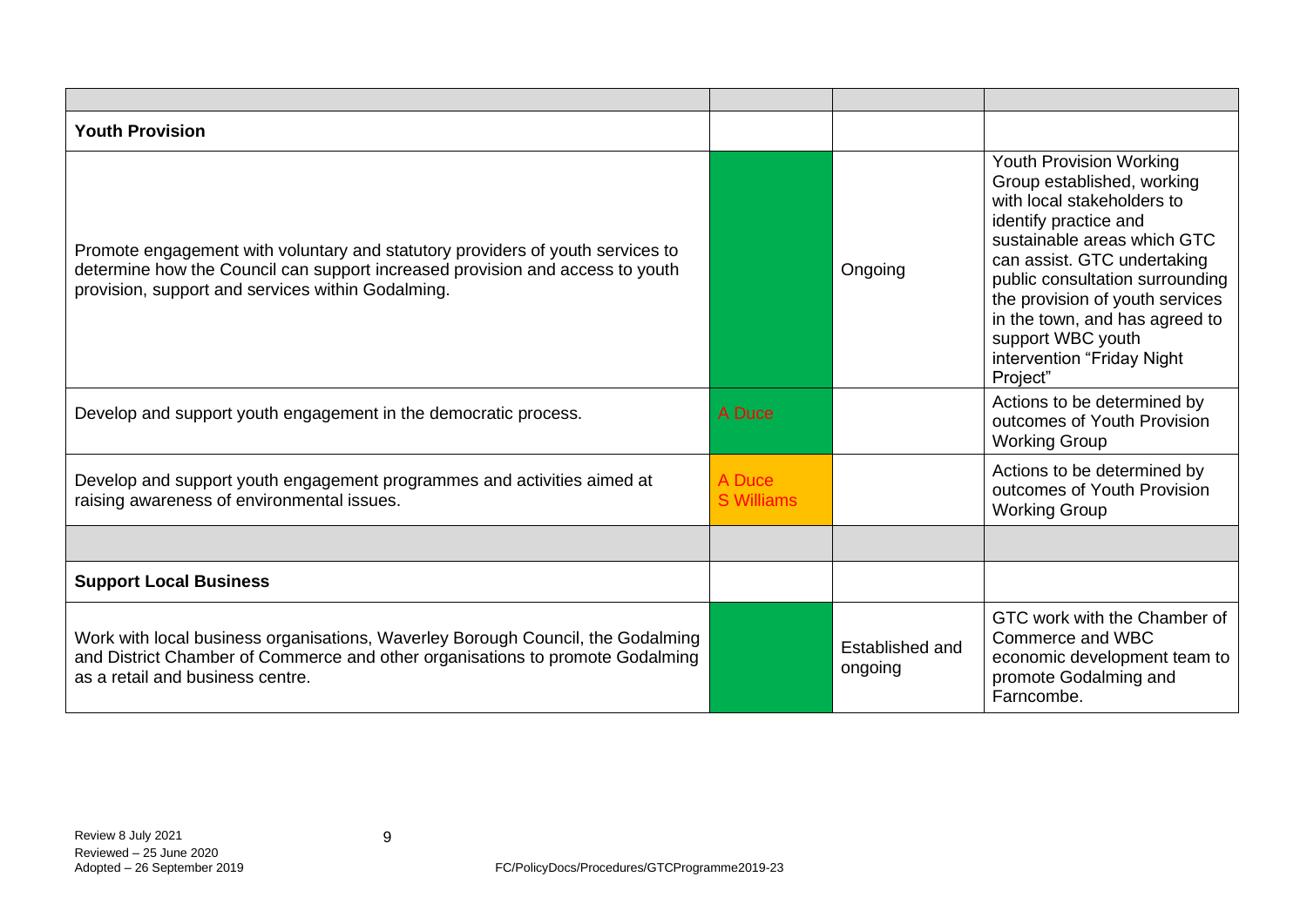| | | | |
|---|---|---|---|
| **Youth Provision** | | | |
| Promote engagement with voluntary and statutory providers of youth services to determine how the Council can support increased provision and access to youth provision, support and services within Godalming. | | Ongoing | Youth Provision Working Group established, working with local stakeholders to identify practice and sustainable areas which GTC can assist. GTC undertaking public consultation surrounding the provision of youth services in the town, and has agreed to support WBC youth intervention "Friday Night Project" |
| Develop and support youth engagement in the democratic process. | A Duce | | Actions to be determined by outcomes of Youth Provision Working Group |
| Develop and support youth engagement programmes and activities aimed at raising awareness of environmental issues. | A Duce S Williams | | Actions to be determined by outcomes of Youth Provision Working Group |
| | | | |
| **Support Local Business** | | | |
| Work with local business organisations, Waverley Borough Council, the Godalming and District Chamber of Commerce and other organisations to promote Godalming as a retail and business centre. | | Established and ongoing | GTC work with the Chamber of Commerce and WBC economic development team to promote Godalming and Farncombe. |

Review 8 July 2021
Reviewed – 25 June 2020
Adopted – 26 September 2019

FC/PolicyDocs/Procedures/GTCProgramme2019-23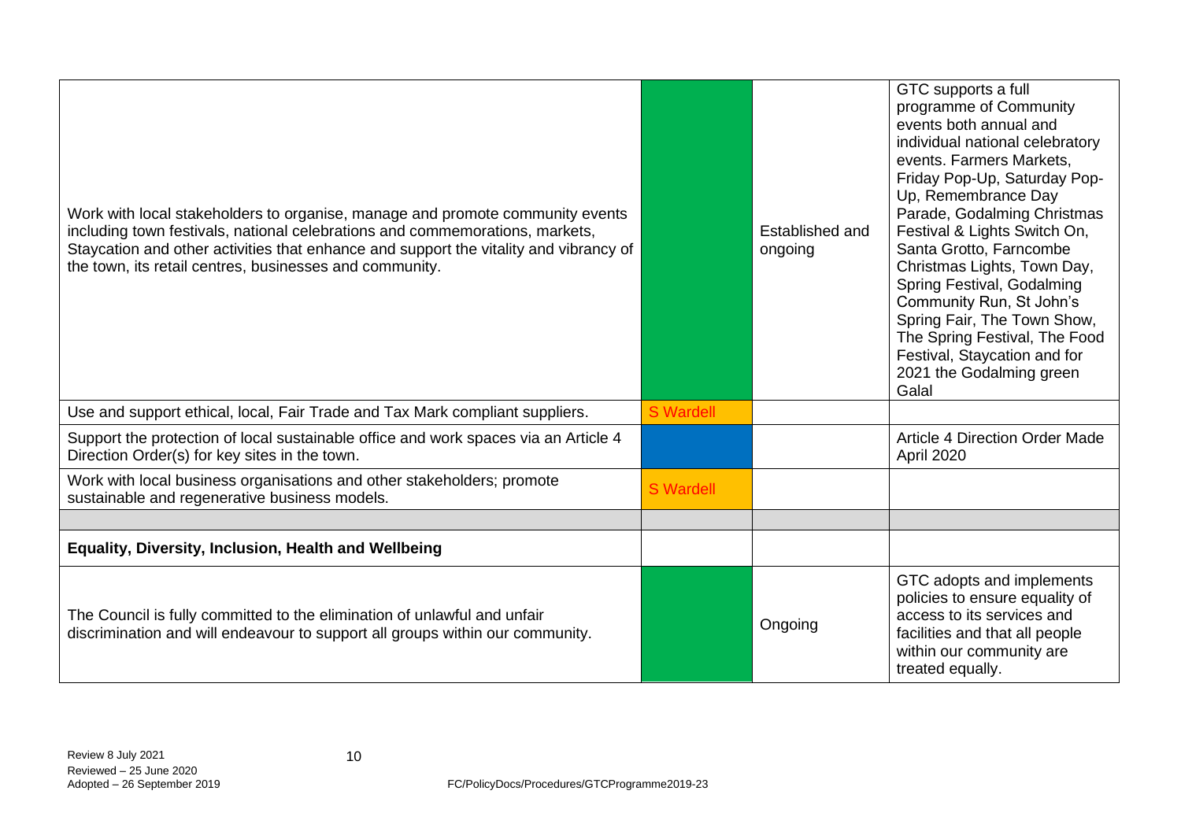| | | | |
|---|---|---|---|
| Work with local stakeholders to organise, manage and promote community events including town festivals, national celebrations and commemorations, markets, Staycation and other activities that enhance and support the vitality and vibrancy of the town, its retail centres, businesses and community. | | Established and ongoing | GTC supports a full programme of Community events both annual and individual national celebratory events. Farmers Markets, Friday Pop-Up, Saturday Pop-Up, Remembrance Day Parade, Godalming Christmas Festival & Lights Switch On, Santa Grotto, Farncombe Christmas Lights, Town Day, Spring Festival, Godalming Community Run, St John's Spring Fair, The Town Show, The Spring Festival, The Food Festival, Staycation and for 2021 the Godalming green Galal |
| Use and support ethical, local, Fair Trade and Tax Mark compliant suppliers. | S Wardell | | |
| Support the protection of local sustainable office and work spaces via an Article 4 Direction Order(s) for key sites in the town. | | | Article 4 Direction Order Made April 2020 |
| Work with local business organisations and other stakeholders; promote sustainable and regenerative business models. | S Wardell | | |
| | | | |
| **Equality, Diversity, Inclusion, Health and Wellbeing** | | | |
| The Council is fully committed to the elimination of unlawful and unfair discrimination and will endeavour to support all groups within our community. | | Ongoing | GTC adopts and implements policies to ensure equality of access to its services and facilities and that all people within our community are treated equally. |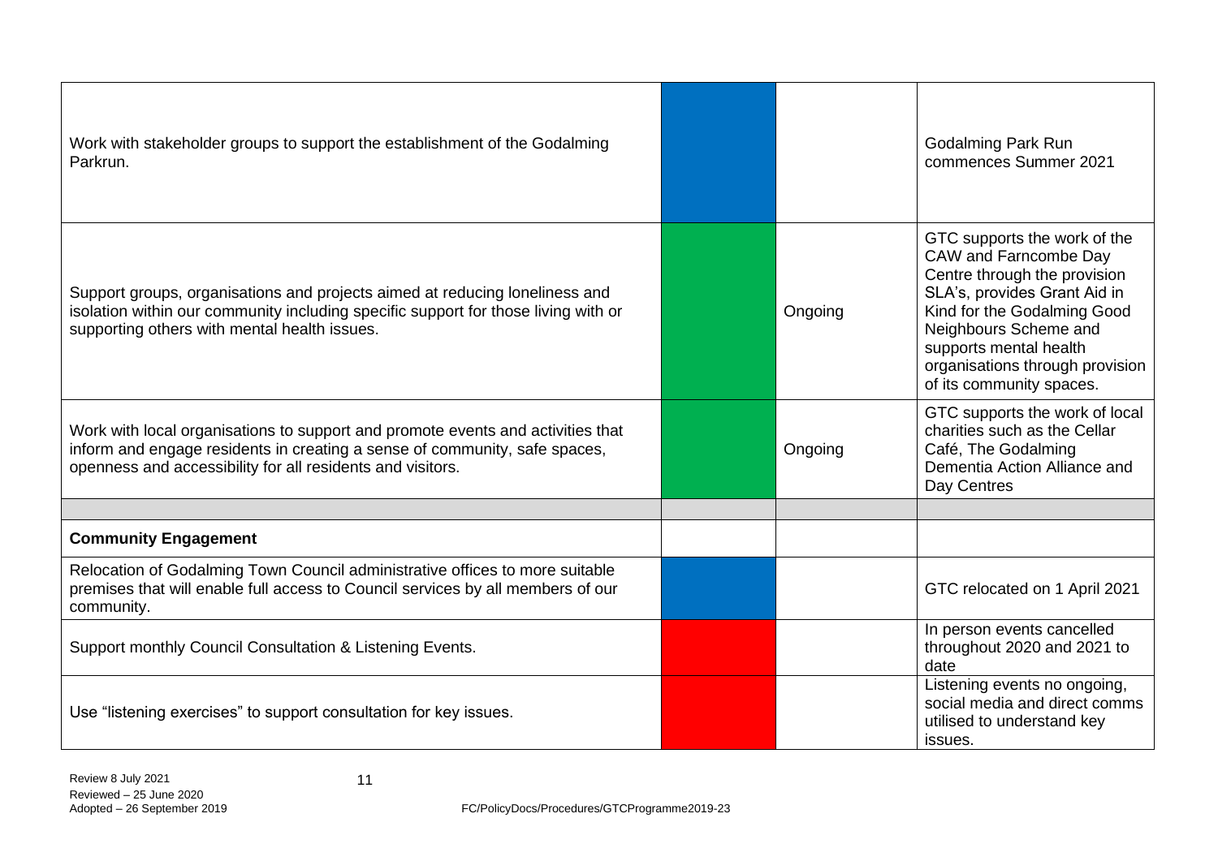| | | | |
|---|---|---|---|
| Work with stakeholder groups to support the establishment of the Godalming Parkrun. | | | Godalming Park Run commences Summer 2021 |
| Support groups, organisations and projects aimed at reducing loneliness and isolation within our community including specific support for those living with or supporting others with mental health issues. | | Ongoing | GTC supports the work of the CAW and Farncombe Day Centre through the provision SLA's, provides Grant Aid in Kind for the Godalming Good Neighbours Scheme and supports mental health organisations through provision of its community spaces. |
| Work with local organisations to support and promote events and activities that inform and engage residents in creating a sense of community, safe spaces, openness and accessibility for all residents and visitors. | | Ongoing | GTC supports the work of local charities such as the Cellar Café, The Godalming Dementia Action Alliance and Day Centres |
| | | | |
| **Community Engagement** | | | |
| Relocation of Godalming Town Council administrative offices to more suitable premises that will enable full access to Council services by all members of our community. | | | GTC relocated on 1 April 2021 |
| Support monthly Council Consultation & Listening Events. | | | In person events cancelled throughout 2020 and 2021 to date |
| Use "listening exercises" to support consultation for key issues. | | | Listening events no ongoing, social media and direct comms utilised to understand key issues. |

Review 8 July 2021
Reviewed – 25 June 2020
Adopted – 26 September 2019

FC/PolicyDocs/Procedures/GTCProgramme2019-23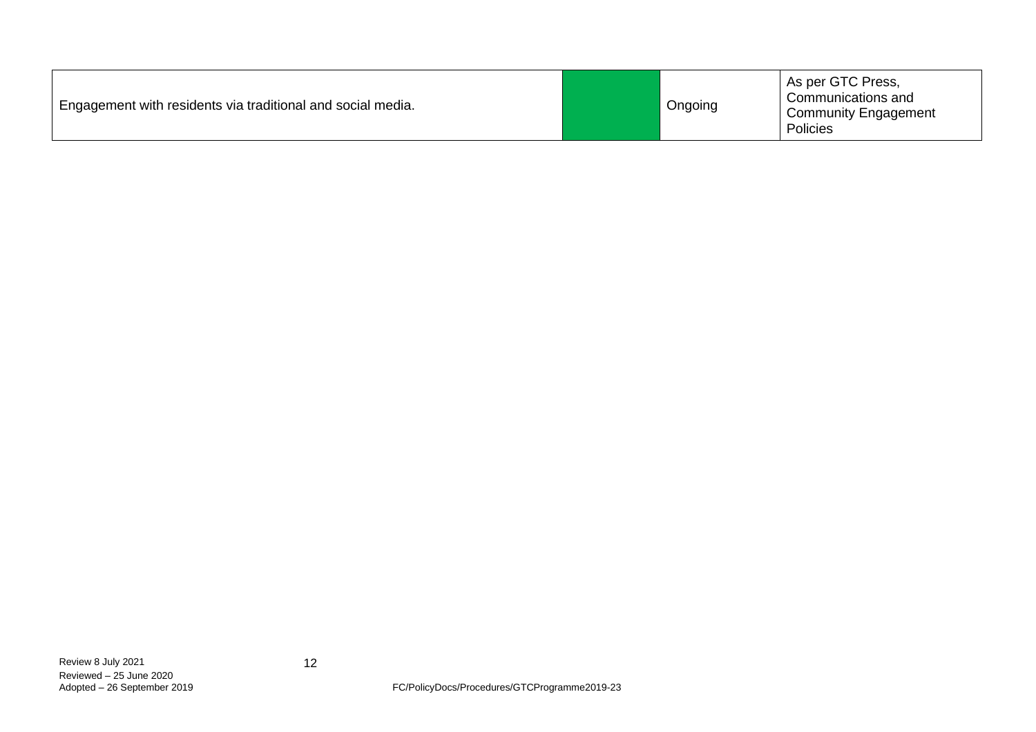| | | | |
|---|---|---|---|
| Engagement with residents via traditional and social media. | | Ongoing | As per GTC Press, Communications and Community Engagement Policies |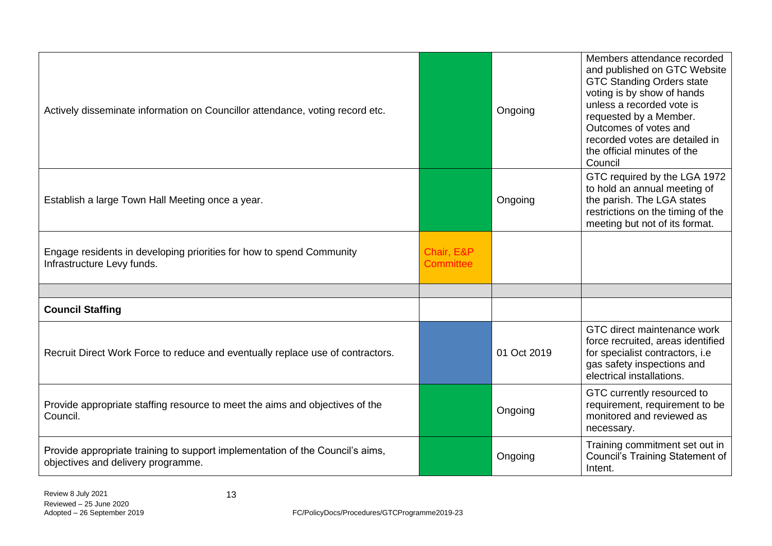| | | | |
|---|---|---|---|
| Actively disseminate information on Councillor attendance, voting record etc. | | Ongoing | Members attendance recorded and published on GTC Website GTC Standing Orders state voting is by show of hands unless a recorded vote is requested by a Member. Outcomes of votes and recorded votes are detailed in the official minutes of the Council |
| Establish a large Town Hall Meeting once a year. | | Ongoing | GTC required by the LGA 1972 to hold an annual meeting of the parish. The LGA states restrictions on the timing of the meeting but not of its format. |
| Engage residents in developing priorities for how to spend Community Infrastructure Levy funds. | Chair, E&P Committee | | |
| | | | |
| **Council Staffing** | | | |
| Recruit Direct Work Force to reduce and eventually replace use of contractors. | | 01 Oct 2019 | GTC direct maintenance work force recruited, areas identified for specialist contractors, i.e gas safety inspections and electrical installations. |
| Provide appropriate staffing resource to meet the aims and objectives of the Council. | | Ongoing | GTC currently resourced to requirement, requirement to be monitored and reviewed as necessary. |
| Provide appropriate training to support implementation of the Council's aims, objectives and delivery programme. | | Ongoing | Training commitment set out in Council's Training Statement of Intent. |

Review 8 July 2021
Reviewed – 25 June 2020
Adopted – 26 September 2019

FC/PolicyDocs/Procedures/GTCProgramme2019-23